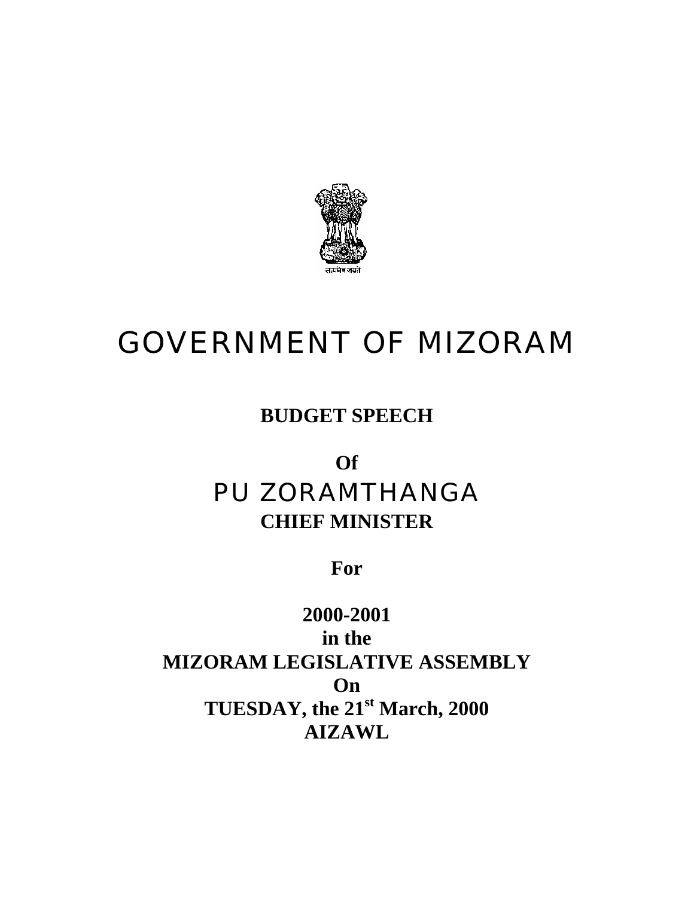सत्यमेव जयते

# GOVERNMENT OF MIZORAM

**BUDGET SPEECH**

**Of**

PU ZORAMTHANGA

**CHIEF MINISTER**

**For**

**2000-2001**

**in the**

**MIZORAM LEGISLATIVE ASSEMBLY**

**On**

**TUESDAY, the 21st March, 2000**

**AIZAWL**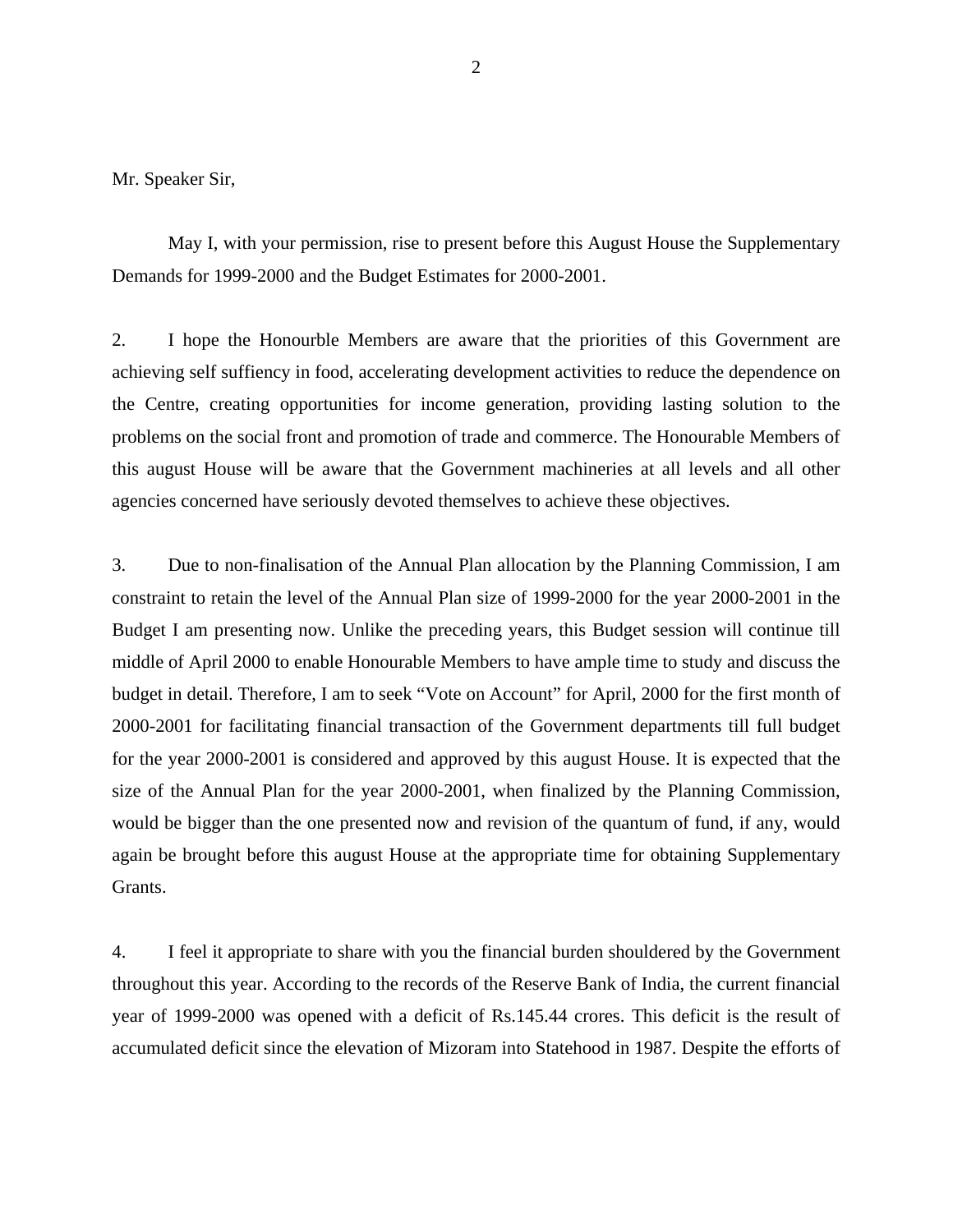Mr. Speaker Sir,

May I, with your permission, rise to present before this August House the Supplementary Demands for 1999-2000 and the Budget Estimates for 2000-2001.

2. I hope the Honourble Members are aware that the priorities of this Government are achieving self suffiency in food, accelerating development activities to reduce the dependence on the Centre, creating opportunities for income generation, providing lasting solution to the problems on the social front and promotion of trade and commerce. The Honourable Members of this august House will be aware that the Government machineries at all levels and all other agencies concerned have seriously devoted themselves to achieve these objectives.

3. Due to non-finalisation of the Annual Plan allocation by the Planning Commission, I am constraint to retain the level of the Annual Plan size of 1999-2000 for the year 2000-2001 in the Budget I am presenting now. Unlike the preceding years, this Budget session will continue till middle of April 2000 to enable Honourable Members to have ample time to study and discuss the budget in detail. Therefore, I am to seek "Vote on Account" for April, 2000 for the first month of 2000-2001 for facilitating financial transaction of the Government departments till full budget for the year 2000-2001 is considered and approved by this august House. It is expected that the size of the Annual Plan for the year 2000-2001, when finalized by the Planning Commission, would be bigger than the one presented now and revision of the quantum of fund, if any, would again be brought before this august House at the appropriate time for obtaining Supplementary Grants.

4. I feel it appropriate to share with you the financial burden shouldered by the Government throughout this year. According to the records of the Reserve Bank of India, the current financial year of 1999-2000 was opened with a deficit of Rs.145.44 crores. This deficit is the result of accumulated deficit since the elevation of Mizoram into Statehood in 1987. Despite the efforts of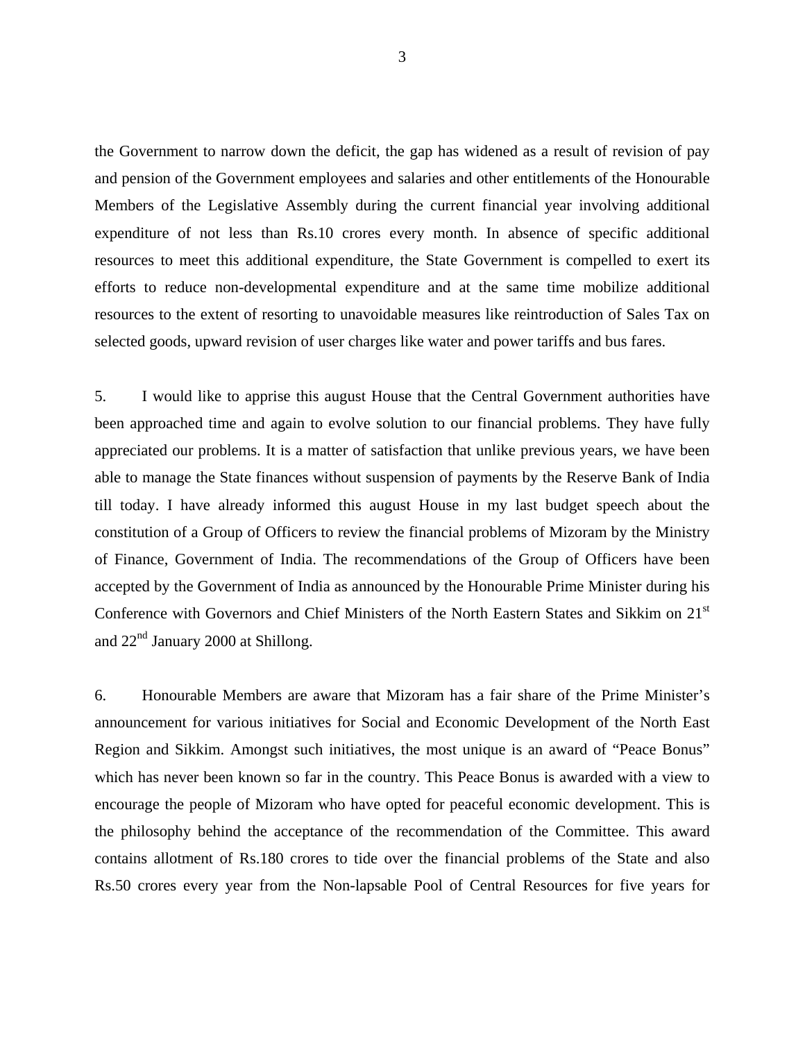the Government to narrow down the deficit, the gap has widened as a result of revision of pay and pension of the Government employees and salaries and other entitlements of the Honourable Members of the Legislative Assembly during the current financial year involving additional expenditure of not less than Rs.10 crores every month. In absence of specific additional resources to meet this additional expenditure, the State Government is compelled to exert its efforts to reduce non-developmental expenditure and at the same time mobilize additional resources to the extent of resorting to unavoidable measures like reintroduction of Sales Tax on selected goods, upward revision of user charges like water and power tariffs and bus fares.

5. I would like to apprise this august House that the Central Government authorities have been approached time and again to evolve solution to our financial problems. They have fully appreciated our problems. It is a matter of satisfaction that unlike previous years, we have been able to manage the State finances without suspension of payments by the Reserve Bank of India till today. I have already informed this august House in my last budget speech about the constitution of a Group of Officers to review the financial problems of Mizoram by the Ministry of Finance, Government of India. The recommendations of the Group of Officers have been accepted by the Government of India as announced by the Honourable Prime Minister during his Conference with Governors and Chief Ministers of the North Eastern States and Sikkim on 21st and 22nd January 2000 at Shillong.

6. Honourable Members are aware that Mizoram has a fair share of the Prime Minister's announcement for various initiatives for Social and Economic Development of the North East Region and Sikkim. Amongst such initiatives, the most unique is an award of "Peace Bonus" which has never been known so far in the country. This Peace Bonus is awarded with a view to encourage the people of Mizoram who have opted for peaceful economic development. This is the philosophy behind the acceptance of the recommendation of the Committee. This award contains allotment of Rs.180 crores to tide over the financial problems of the State and also Rs.50 crores every year from the Non-lapsable Pool of Central Resources for five years for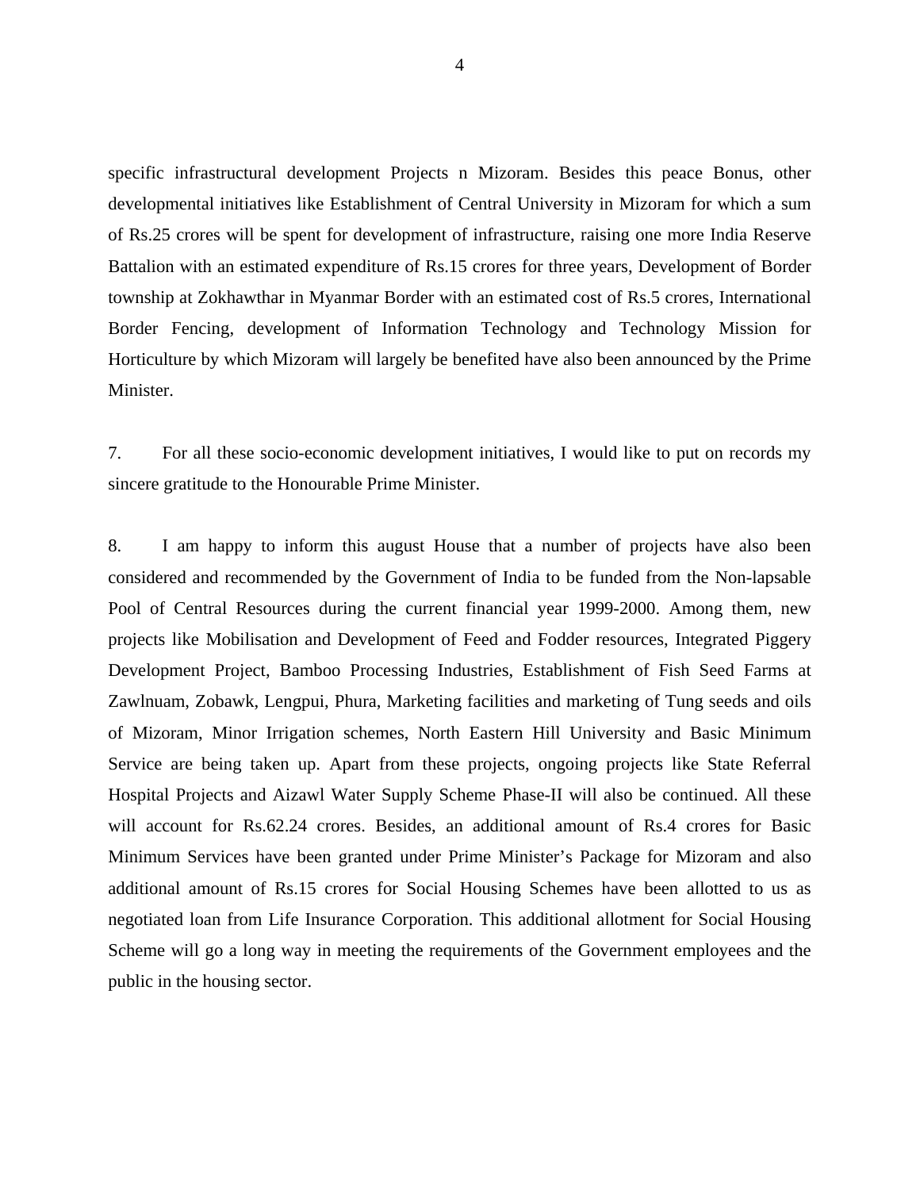specific infrastructural development Projects n Mizoram. Besides this peace Bonus, other developmental initiatives like Establishment of Central University in Mizoram for which a sum of Rs.25 crores will be spent for development of infrastructure, raising one more India Reserve Battalion with an estimated expenditure of Rs.15 crores for three years, Development of Border township at Zokhawthar in Myanmar Border with an estimated cost of Rs.5 crores, International Border Fencing, development of Information Technology and Technology Mission for Horticulture by which Mizoram will largely be benefited have also been announced by the Prime Minister.

7. For all these socio-economic development initiatives, I would like to put on records my sincere gratitude to the Honourable Prime Minister.

8. I am happy to inform this august House that a number of projects have also been considered and recommended by the Government of India to be funded from the Non-lapsable Pool of Central Resources during the current financial year 1999-2000. Among them, new projects like Mobilisation and Development of Feed and Fodder resources, Integrated Piggery Development Project, Bamboo Processing Industries, Establishment of Fish Seed Farms at Zawlnuam, Zobawk, Lengpui, Phura, Marketing facilities and marketing of Tung seeds and oils of Mizoram, Minor Irrigation schemes, North Eastern Hill University and Basic Minimum Service are being taken up. Apart from these projects, ongoing projects like State Referral Hospital Projects and Aizawl Water Supply Scheme Phase-II will also be continued. All these will account for Rs.62.24 crores. Besides, an additional amount of Rs.4 crores for Basic Minimum Services have been granted under Prime Minister's Package for Mizoram and also additional amount of Rs.15 crores for Social Housing Schemes have been allotted to us as negotiated loan from Life Insurance Corporation. This additional allotment for Social Housing Scheme will go a long way in meeting the requirements of the Government employees and the public in the housing sector.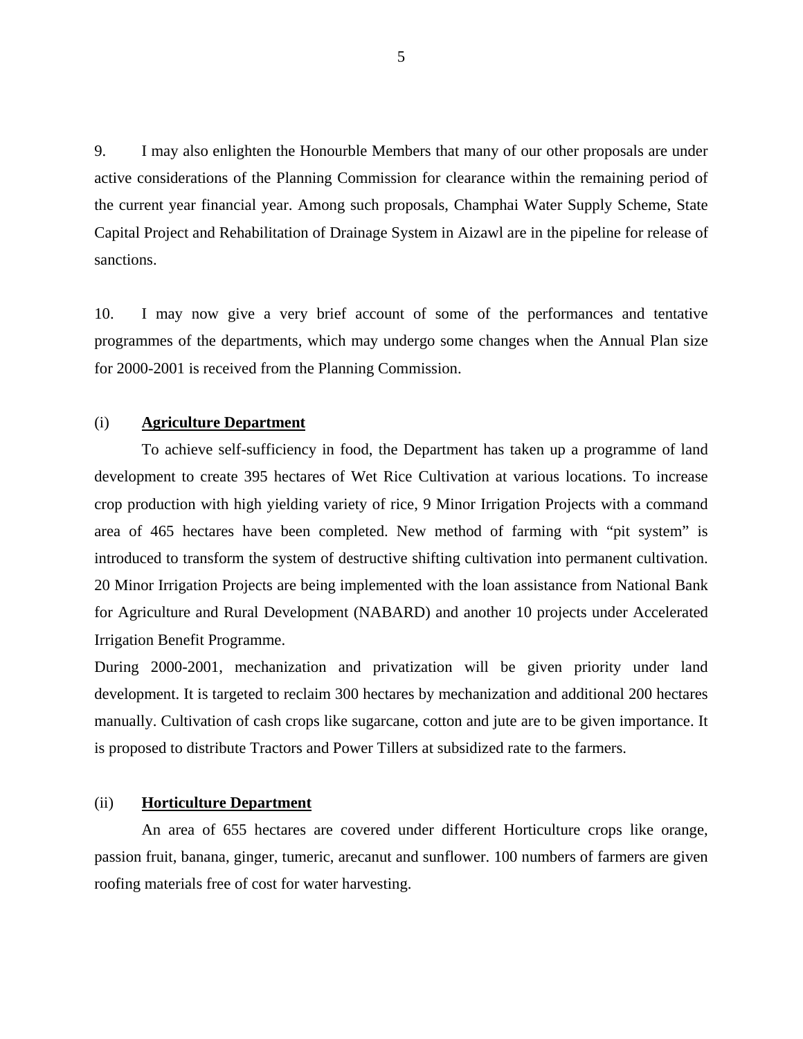9. I may also enlighten the Honourble Members that many of our other proposals are under active considerations of the Planning Commission for clearance within the remaining period of the current year financial year. Among such proposals, Champhai Water Supply Scheme, State Capital Project and Rehabilitation of Drainage System in Aizawl are in the pipeline for release of sanctions.

10. I may now give a very brief account of some of the performances and tentative programmes of the departments, which may undergo some changes when the Annual Plan size for 2000-2001 is received from the Planning Commission.

(i) **Agriculture Department**

To achieve self-sufficiency in food, the Department has taken up a programme of land development to create 395 hectares of Wet Rice Cultivation at various locations. To increase crop production with high yielding variety of rice, 9 Minor Irrigation Projects with a command area of 465 hectares have been completed. New method of farming with "pit system" is introduced to transform the system of destructive shifting cultivation into permanent cultivation. 20 Minor Irrigation Projects are being implemented with the loan assistance from National Bank for Agriculture and Rural Development (NABARD) and another 10 projects under Accelerated Irrigation Benefit Programme.

During 2000-2001, mechanization and privatization will be given priority under land development. It is targeted to reclaim 300 hectares by mechanization and additional 200 hectares manually. Cultivation of cash crops like sugarcane, cotton and jute are to be given importance. It is proposed to distribute Tractors and Power Tillers at subsidized rate to the farmers.

(ii) **Horticulture Department**

An area of 655 hectares are covered under different Horticulture crops like orange, passion fruit, banana, ginger, tumeric, arecanut and sunflower. 100 numbers of farmers are given roofing materials free of cost for water harvesting.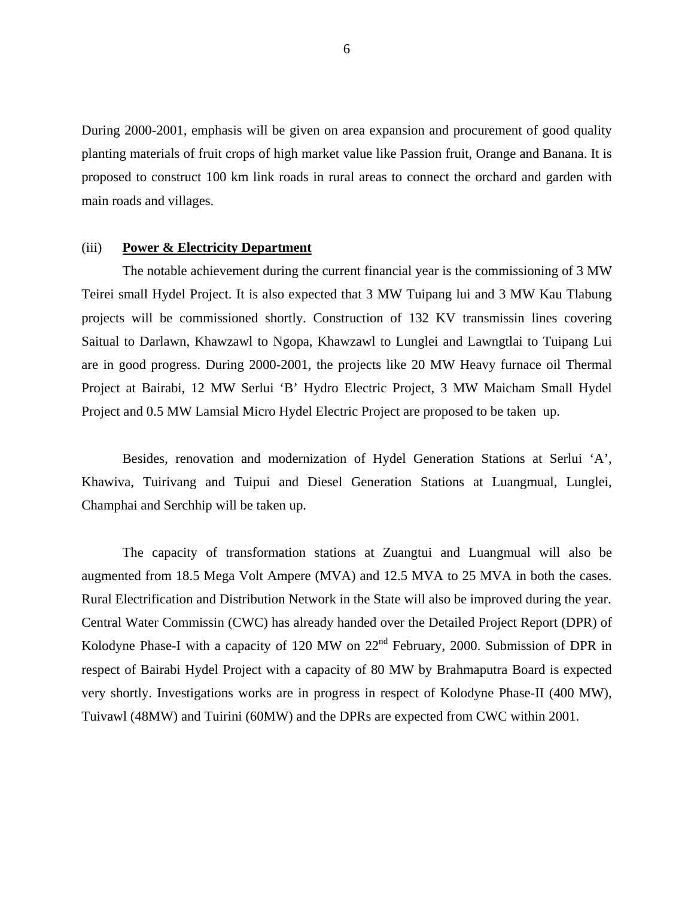During 2000-2001, emphasis will be given on area expansion and procurement of good quality planting materials of fruit crops of high market value like Passion fruit, Orange and Banana. It is proposed to construct 100 km link roads in rural areas to connect the orchard and garden with main roads and villages.

(iii) **Power & Electricity Department**

The notable achievement during the current financial year is the commissioning of 3 MW Teirei small Hydel Project. It is also expected that 3 MW Tuipang lui and 3 MW Kau Tlabung projects will be commissioned shortly. Construction of 132 KV transmissin lines covering Saitual to Darlawn, Khawzawl to Ngopa, Khawzawl to Lunglei and Lawngtlai to Tuipang Lui are in good progress. During 2000-2001, the projects like 20 MW Heavy furnace oil Thermal Project at Bairabi, 12 MW Serlui 'B' Hydro Electric Project, 3 MW Maicham Small Hydel Project and 0.5 MW Lamsial Micro Hydel Electric Project are proposed to be taken up.

Besides, renovation and modernization of Hydel Generation Stations at Serlui 'A', Khawiva, Tuirivang and Tuipui and Diesel Generation Stations at Luangmual, Lunglei, Champhai and Serchhip will be taken up.

The capacity of transformation stations at Zuangtui and Luangmual will also be augmented from 18.5 Mega Volt Ampere (MVA) and 12.5 MVA to 25 MVA in both the cases. Rural Electrification and Distribution Network in the State will also be improved during the year. Central Water Commissin (CWC) has already handed over the Detailed Project Report (DPR) of Kolodyne Phase-I with a capacity of 120 MW on 22nd February, 2000. Submission of DPR in respect of Bairabi Hydel Project with a capacity of 80 MW by Brahmaputra Board is expected very shortly. Investigations works are in progress in respect of Kolodyne Phase-II (400 MW), Tuivawl (48MW) and Tuirini (60MW) and the DPRs are expected from CWC within 2001.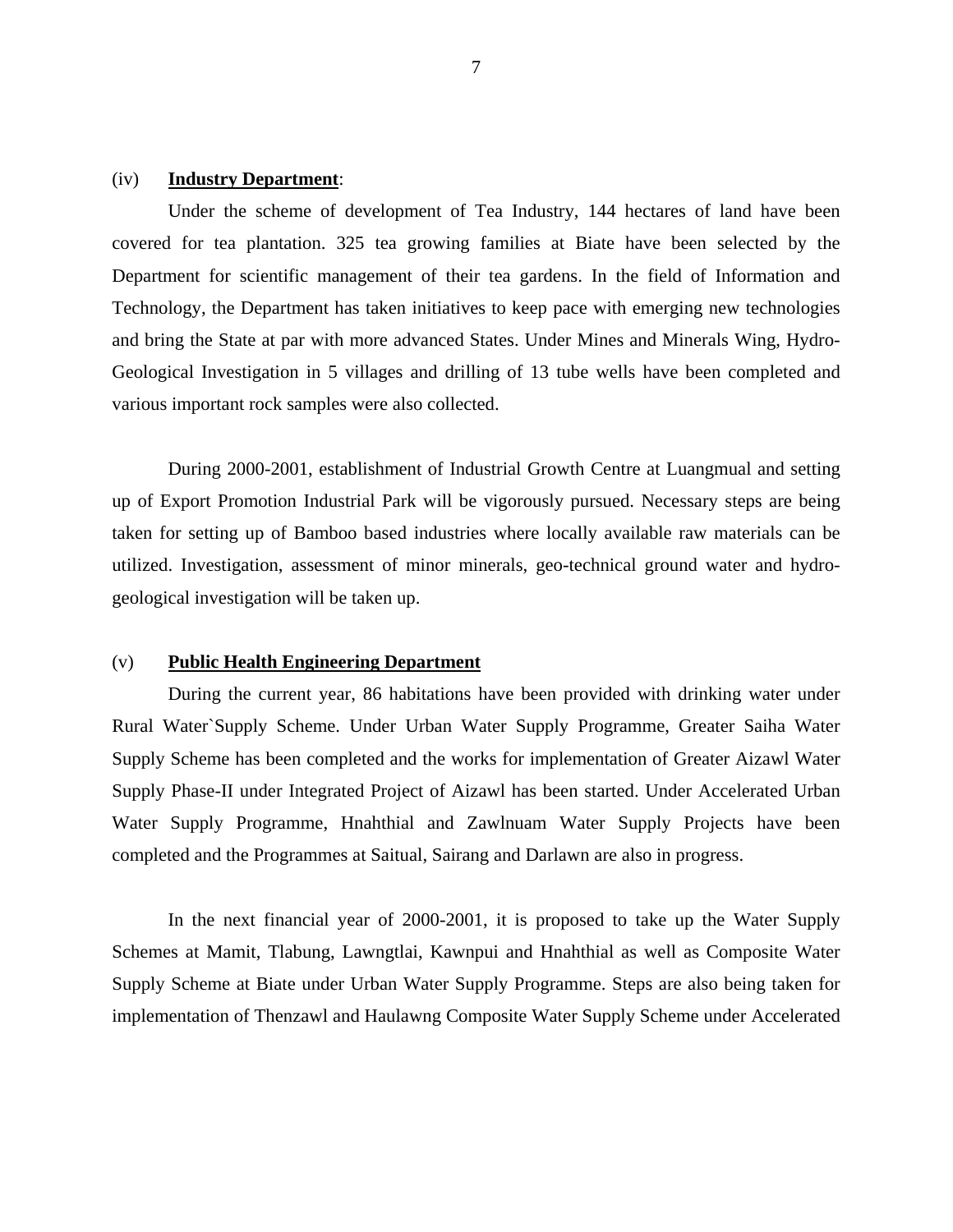(iv) **Industry Department**:

Under the scheme of development of Tea Industry, 144 hectares of land have been covered for tea plantation. 325 tea growing families at Biate have been selected by the Department for scientific management of their tea gardens. In the field of Information and Technology, the Department has taken initiatives to keep pace with emerging new technologies and bring the State at par with more advanced States. Under Mines and Minerals Wing, Hydro-Geological Investigation in 5 villages and drilling of 13 tube wells have been completed and various important rock samples were also collected.

During 2000-2001, establishment of Industrial Growth Centre at Luangmual and setting up of Export Promotion Industrial Park will be vigorously pursued. Necessary steps are being taken for setting up of Bamboo based industries where locally available raw materials can be utilized. Investigation, assessment of minor minerals, geo-technical ground water and hydro-geological investigation will be taken up.

(v) **Public Health Engineering Department**

During the current year, 86 habitations have been provided with drinking water under Rural Water`Supply Scheme. Under Urban Water Supply Programme, Greater Saiha Water Supply Scheme has been completed and the works for implementation of Greater Aizawl Water Supply Phase-II under Integrated Project of Aizawl has been started. Under Accelerated Urban Water Supply Programme, Hnahthial and Zawlnuam Water Supply Projects have been completed and the Programmes at Saitual, Sairang and Darlawn are also in progress.

In the next financial year of 2000-2001, it is proposed to take up the Water Supply Schemes at Mamit, Tlabung, Lawngtlai, Kawnpui and Hnahthial as well as Composite Water Supply Scheme at Biate under Urban Water Supply Programme. Steps are also being taken for implementation of Thenzawl and Haulawng Composite Water Supply Scheme under Accelerated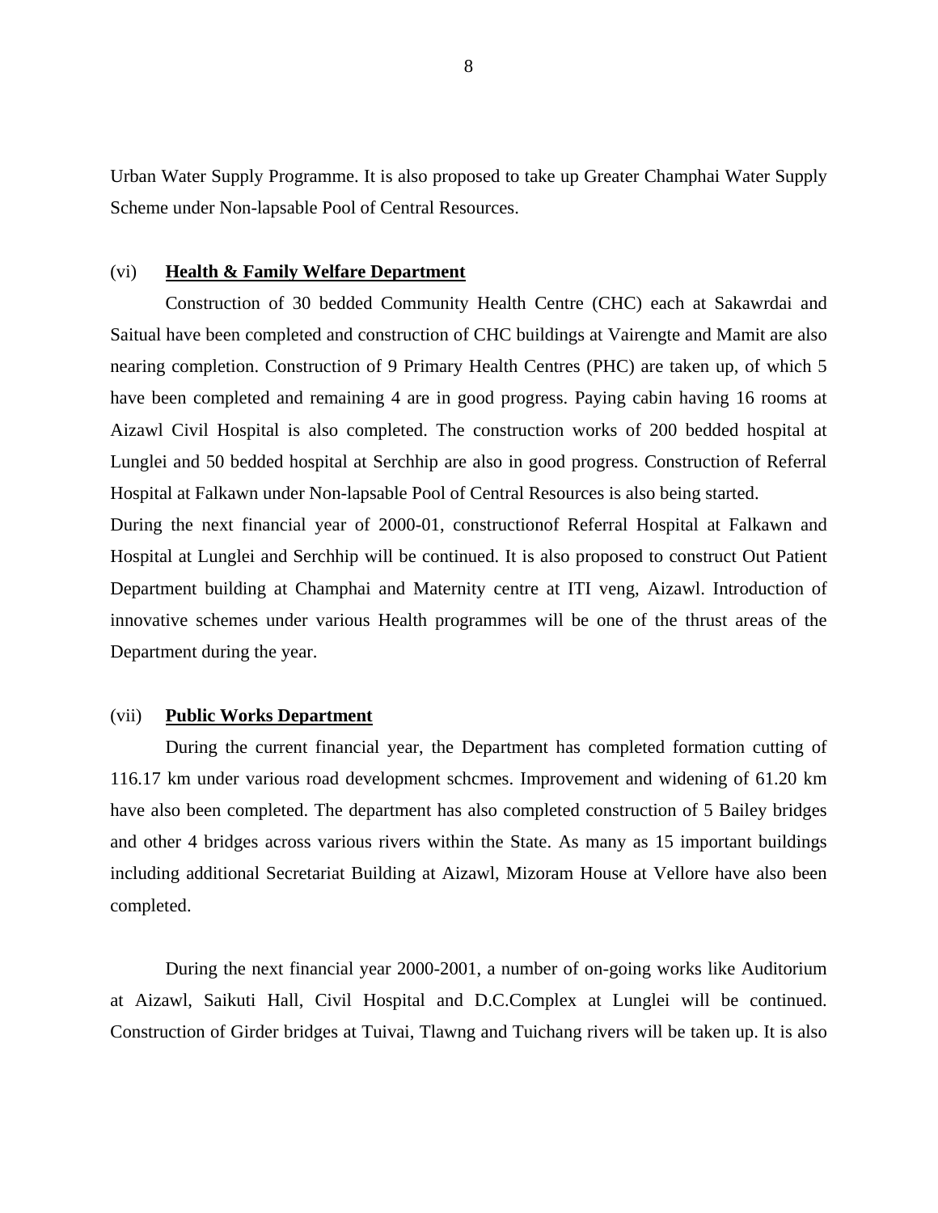Urban Water Supply Programme. It is also proposed to take up Greater Champhai Water Supply Scheme under Non-lapsable Pool of Central Resources.

(vi) **<u>Health & Family Welfare Department</u>**

Construction of 30 bedded Community Health Centre (CHC) each at Sakawrdai and Saitual have been completed and construction of CHC buildings at Vairengte and Mamit are also nearing completion. Construction of 9 Primary Health Centres (PHC) are taken up, of which 5 have been completed and remaining 4 are in good progress. Paying cabin having 16 rooms at Aizawl Civil Hospital is also completed. The construction works of 200 bedded hospital at Lunglei and 50 bedded hospital at Serchhip are also in good progress. Construction of Referral Hospital at Falkawn under Non-lapsable Pool of Central Resources is also being started.
During the next financial year of 2000-01, constructionof Referral Hospital at Falkawn and Hospital at Lunglei and Serchhip will be continued. It is also proposed to construct Out Patient Department building at Champhai and Maternity centre at ITI veng, Aizawl. Introduction of innovative schemes under various Health programmes will be one of the thrust areas of the Department during the year.

(vii) **<u>Public Works Department</u>**

During the current financial year, the Department has completed formation cutting of 116.17 km under various road development schcmes. Improvement and widening of 61.20 km have also been completed. The department has also completed construction of 5 Bailey bridges and other 4 bridges across various rivers within the State. As many as 15 important buildings including additional Secretariat Building at Aizawl, Mizoram House at Vellore have also been completed.

During the next financial year 2000-2001, a number of on-going works like Auditorium at Aizawl, Saikuti Hall, Civil Hospital and D.C.Complex at Lunglei will be continued. Construction of Girder bridges at Tuivai, Tlawng and Tuichang rivers will be taken up. It is also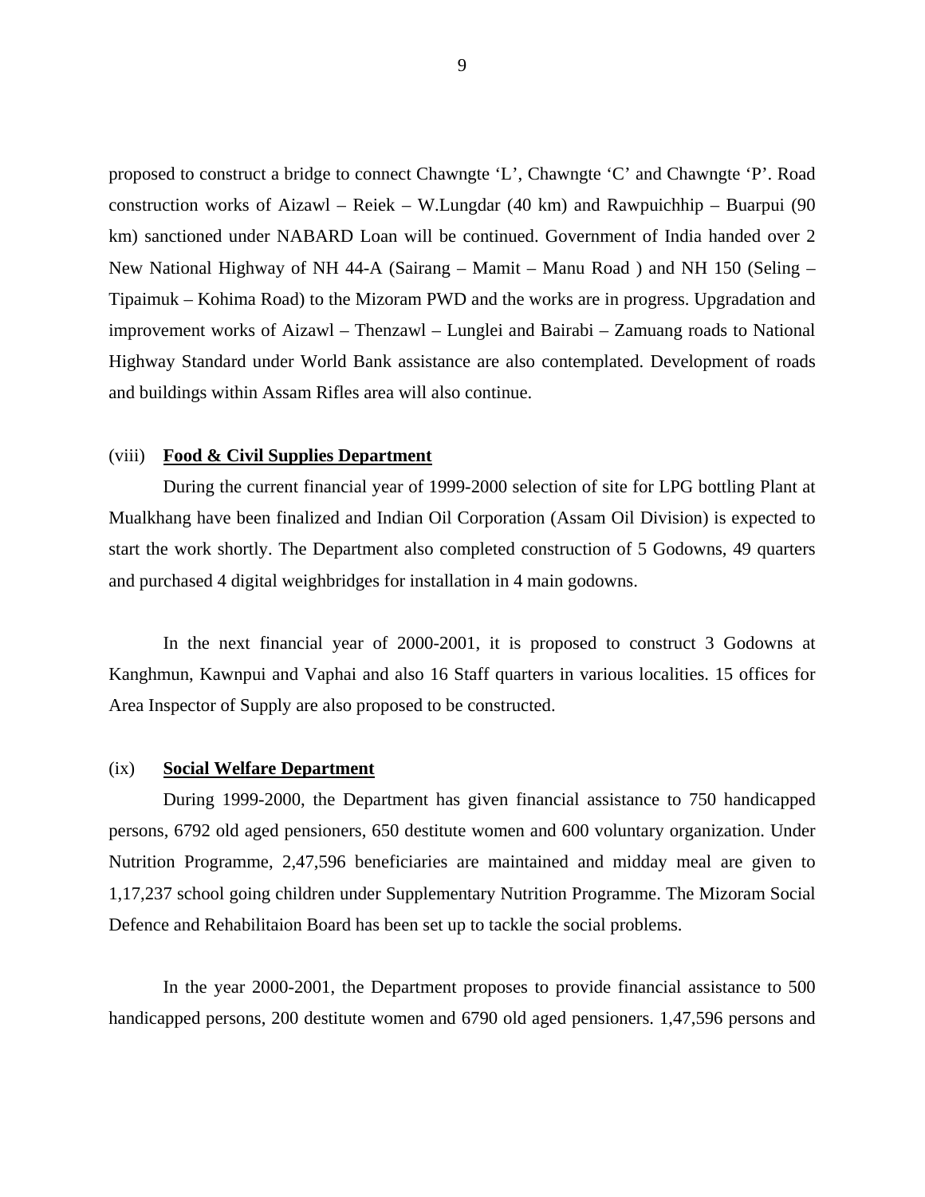proposed to construct a bridge to connect Chawngte 'L', Chawngte 'C' and Chawngte 'P'. Road construction works of Aizawl – Reiek – W.Lungdar (40 km) and Rawpuichhip – Buarpui (90 km) sanctioned under NABARD Loan will be continued. Government of India handed over 2 New National Highway of NH 44-A (Sairang – Mamit – Manu Road ) and NH 150 (Seling – Tipaimuk – Kohima Road) to the Mizoram PWD and the works are in progress. Upgradation and improvement works of Aizawl – Thenzawl – Lunglei and Bairabi – Zamuang roads to National Highway Standard under World Bank assistance are also contemplated. Development of roads and buildings within Assam Rifles area will also continue.

(viii) **Food & Civil Supplies Department**

During the current financial year of 1999-2000 selection of site for LPG bottling Plant at Mualkhang have been finalized and Indian Oil Corporation (Assam Oil Division) is expected to start the work shortly. The Department also completed construction of 5 Godowns, 49 quarters and purchased 4 digital weighbridges for installation in 4 main godowns.

In the next financial year of 2000-2001, it is proposed to construct 3 Godowns at Kanghmun, Kawnpui and Vaphai and also 16 Staff quarters in various localities. 15 offices for Area Inspector of Supply are also proposed to be constructed.

(ix) **Social Welfare Department**

During 1999-2000, the Department has given financial assistance to 750 handicapped persons, 6792 old aged pensioners, 650 destitute women and 600 voluntary organization. Under Nutrition Programme, 2,47,596 beneficiaries are maintained and midday meal are given to 1,17,237 school going children under Supplementary Nutrition Programme. The Mizoram Social Defence and Rehabilitaion Board has been set up to tackle the social problems.

In the year 2000-2001, the Department proposes to provide financial assistance to 500 handicapped persons, 200 destitute women and 6790 old aged pensioners. 1,47,596 persons and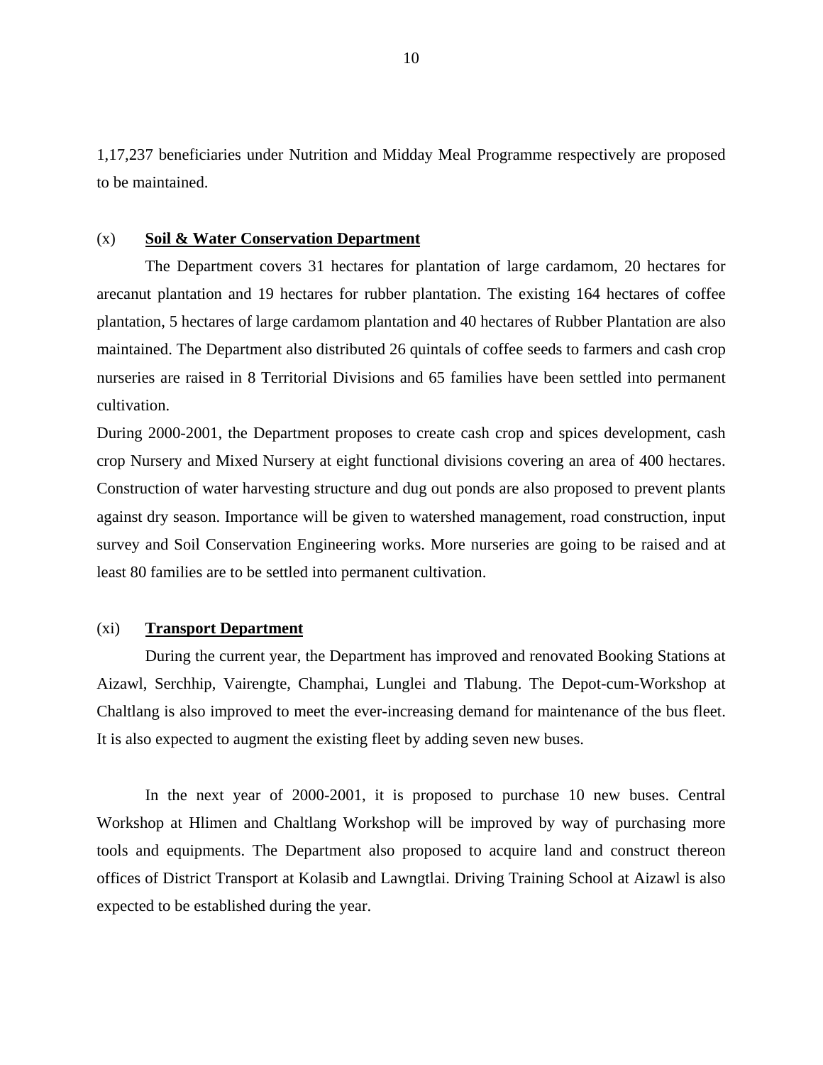1,17,237 beneficiaries under Nutrition and Midday Meal Programme respectively are proposed to be maintained.

(x) **Soil & Water Conservation Department**

The Department covers 31 hectares for plantation of large cardamom, 20 hectares for arecanut plantation and 19 hectares for rubber plantation. The existing 164 hectares of coffee plantation, 5 hectares of large cardamom plantation and 40 hectares of Rubber Plantation are also maintained. The Department also distributed 26 quintals of coffee seeds to farmers and cash crop nurseries are raised in 8 Territorial Divisions and 65 families have been settled into permanent cultivation.

During 2000-2001, the Department proposes to create cash crop and spices development, cash crop Nursery and Mixed Nursery at eight functional divisions covering an area of 400 hectares. Construction of water harvesting structure and dug out ponds are also proposed to prevent plants against dry season. Importance will be given to watershed management, road construction, input survey and Soil Conservation Engineering works. More nurseries are going to be raised and at least 80 families are to be settled into permanent cultivation.

(xi) **Transport Department**

During the current year, the Department has improved and renovated Booking Stations at Aizawl, Serchhip, Vairengte, Champhai, Lunglei and Tlabung. The Depot-cum-Workshop at Chaltlang is also improved to meet the ever-increasing demand for maintenance of the bus fleet. It is also expected to augment the existing fleet by adding seven new buses.

In the next year of 2000-2001, it is proposed to purchase 10 new buses. Central Workshop at Hlimen and Chaltlang Workshop will be improved by way of purchasing more tools and equipments. The Department also proposed to acquire land and construct thereon offices of District Transport at Kolasib and Lawngtlai. Driving Training School at Aizawl is also expected to be established during the year.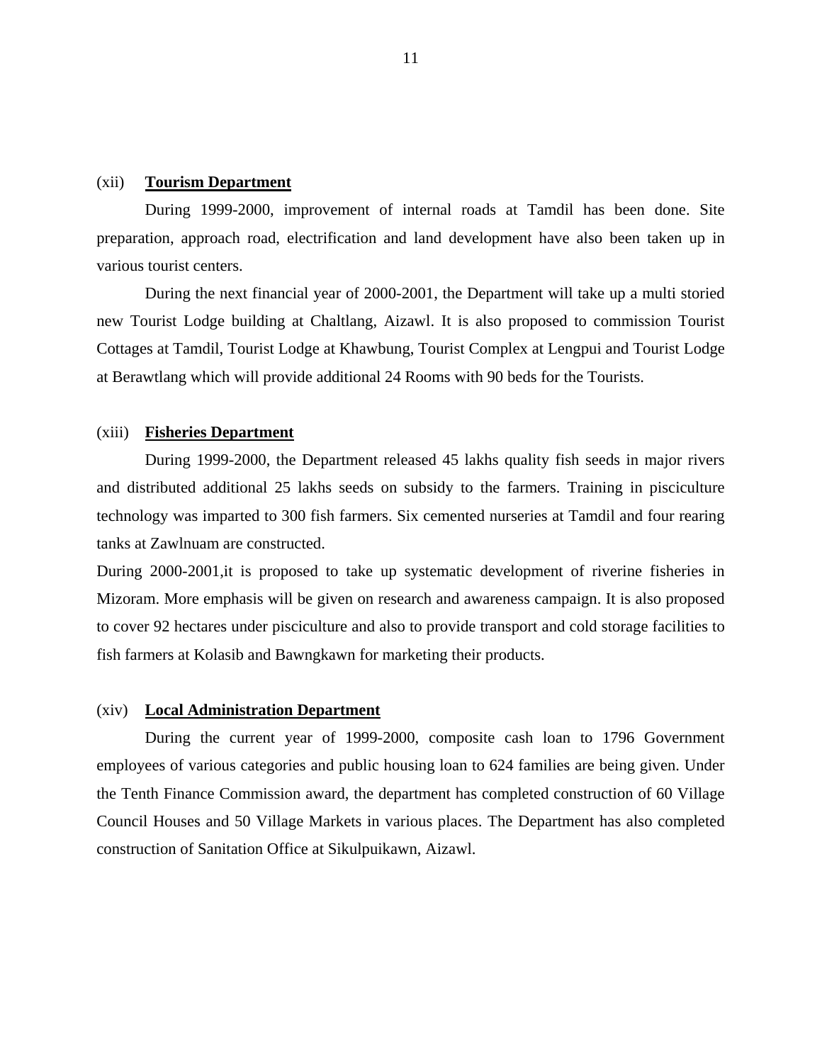(xii) **Tourism Department**

During 1999-2000, improvement of internal roads at Tamdil has been done. Site preparation, approach road, electrification and land development have also been taken up in various tourist centers.

During the next financial year of 2000-2001, the Department will take up a multi storied new Tourist Lodge building at Chaltlang, Aizawl. It is also proposed to commission Tourist Cottages at Tamdil, Tourist Lodge at Khawbung, Tourist Complex at Lengpui and Tourist Lodge at Berawtlang which will provide additional 24 Rooms with 90 beds for the Tourists.

(xiii) **Fisheries Department**

During 1999-2000, the Department released 45 lakhs quality fish seeds in major rivers and distributed additional 25 lakhs seeds on subsidy to the farmers. Training in pisciculture technology was imparted to 300 fish farmers. Six cemented nurseries at Tamdil and four rearing tanks at Zawlnuam are constructed.

During 2000-2001,it is proposed to take up systematic development of riverine fisheries in Mizoram. More emphasis will be given on research and awareness campaign. It is also proposed to cover 92 hectares under pisciculture and also to provide transport and cold storage facilities to fish farmers at Kolasib and Bawngkawn for marketing their products.

(xiv) **Local Administration Department**

During the current year of 1999-2000, composite cash loan to 1796 Government employees of various categories and public housing loan to 624 families are being given. Under the Tenth Finance Commission award, the department has completed construction of 60 Village Council Houses and 50 Village Markets in various places. The Department has also completed construction of Sanitation Office at Sikulpuikawn, Aizawl.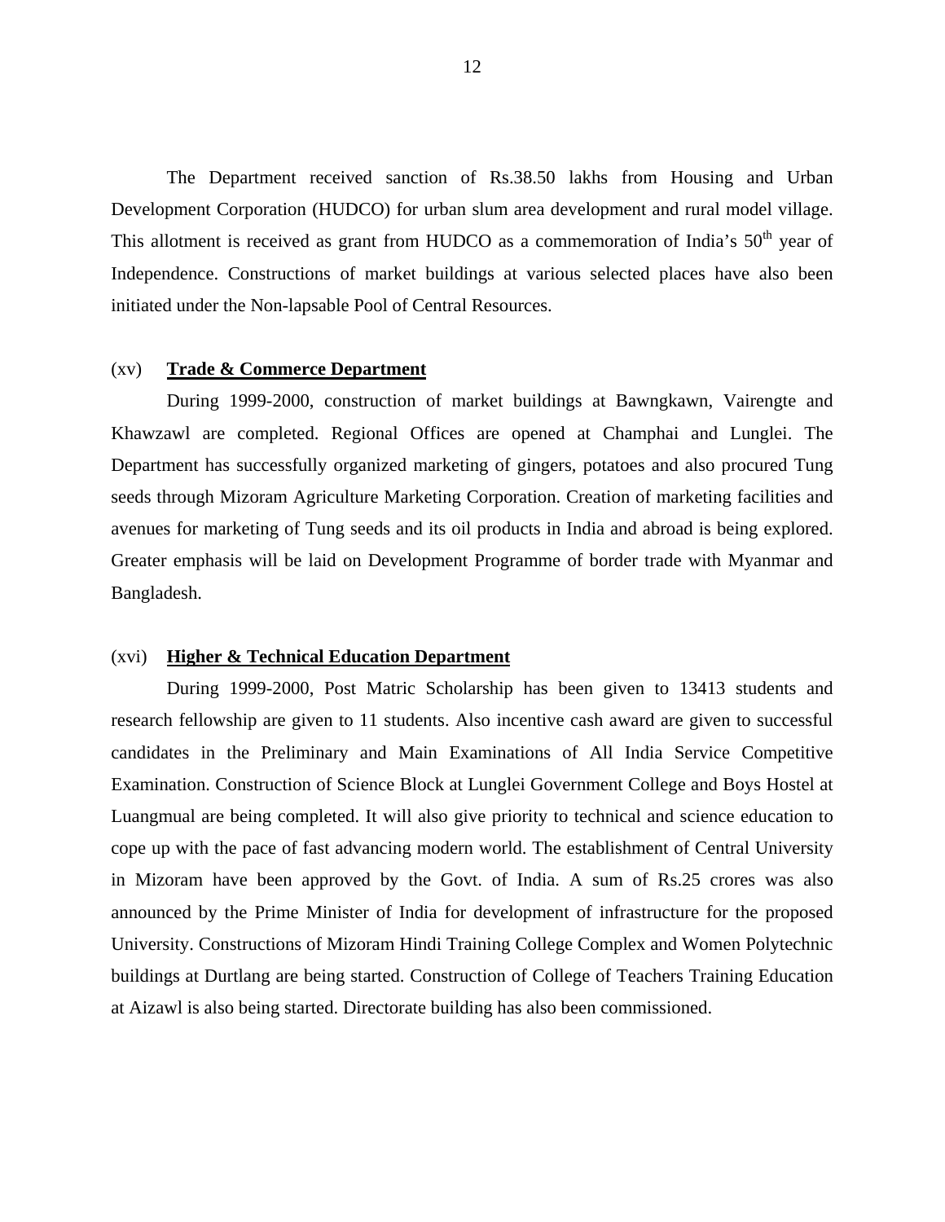The Department received sanction of Rs.38.50 lakhs from Housing and Urban Development Corporation (HUDCO) for urban slum area development and rural model village. This allotment is received as grant from HUDCO as a commemoration of India's 50th year of Independence. Constructions of market buildings at various selected places have also been initiated under the Non-lapsable Pool of Central Resources.

(xv) **Trade & Commerce Department**

During 1999-2000, construction of market buildings at Bawngkawn, Vairengte and Khawzawl are completed. Regional Offices are opened at Champhai and Lunglei. The Department has successfully organized marketing of gingers, potatoes and also procured Tung seeds through Mizoram Agriculture Marketing Corporation. Creation of marketing facilities and avenues for marketing of Tung seeds and its oil products in India and abroad is being explored. Greater emphasis will be laid on Development Programme of border trade with Myanmar and Bangladesh.

(xvi) **Higher & Technical Education Department**

During 1999-2000, Post Matric Scholarship has been given to 13413 students and research fellowship are given to 11 students. Also incentive cash award are given to successful candidates in the Preliminary and Main Examinations of All India Service Competitive Examination. Construction of Science Block at Lunglei Government College and Boys Hostel at Luangmual are being completed. It will also give priority to technical and science education to cope up with the pace of fast advancing modern world. The establishment of Central University in Mizoram have been approved by the Govt. of India. A sum of Rs.25 crores was also announced by the Prime Minister of India for development of infrastructure for the proposed University. Constructions of Mizoram Hindi Training College Complex and Women Polytechnic buildings at Durtlang are being started. Construction of College of Teachers Training Education at Aizawl is also being started. Directorate building has also been commissioned.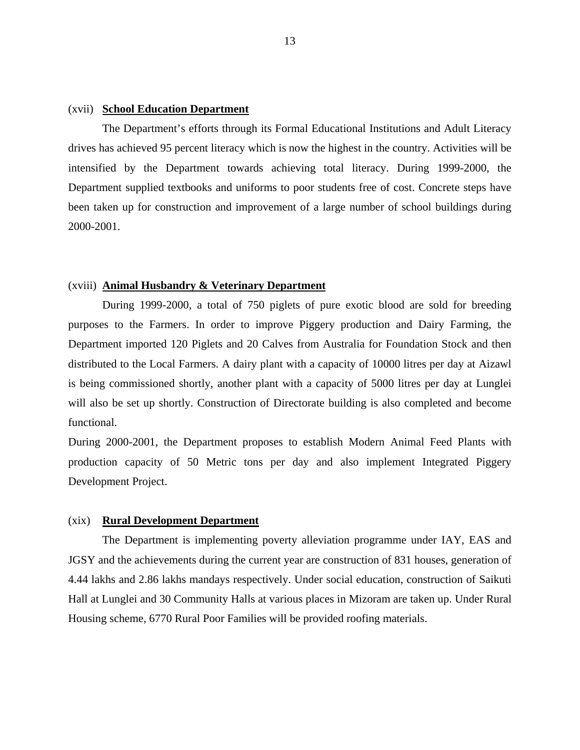(xvii) **<u>School Education Department</u>**

The Department's efforts through its Formal Educational Institutions and Adult Literacy drives has achieved 95 percent literacy which is now the highest in the country. Activities will be intensified by the Department towards achieving total literacy. During 1999-2000, the Department supplied textbooks and uniforms to poor students free of cost. Concrete steps have been taken up for construction and improvement of a large number of school buildings during 2000-2001.

(xviii) **<u>Animal Husbandry & Veterinary Department</u>**

During 1999-2000, a total of 750 piglets of pure exotic blood are sold for breeding purposes to the Farmers. In order to improve Piggery production and Dairy Farming, the Department imported 120 Piglets and 20 Calves from Australia for Foundation Stock and then distributed to the Local Farmers. A dairy plant with a capacity of 10000 litres per day at Aizawl is being commissioned shortly, another plant with a capacity of 5000 litres per day at Lunglei will also be set up shortly. Construction of Directorate building is also completed and become functional.

During 2000-2001, the Department proposes to establish Modern Animal Feed Plants with production capacity of 50 Metric tons per day and also implement Integrated Piggery Development Project.

(xix) **<u>Rural Development Department</u>**

The Department is implementing poverty alleviation programme under IAY, EAS and JGSY and the achievements during the current year are construction of 831 houses, generation of 4.44 lakhs and 2.86 lakhs mandays respectively. Under social education, construction of Saikuti Hall at Lunglei and 30 Community Halls at various places in Mizoram are taken up. Under Rural Housing scheme, 6770 Rural Poor Families will be provided roofing materials.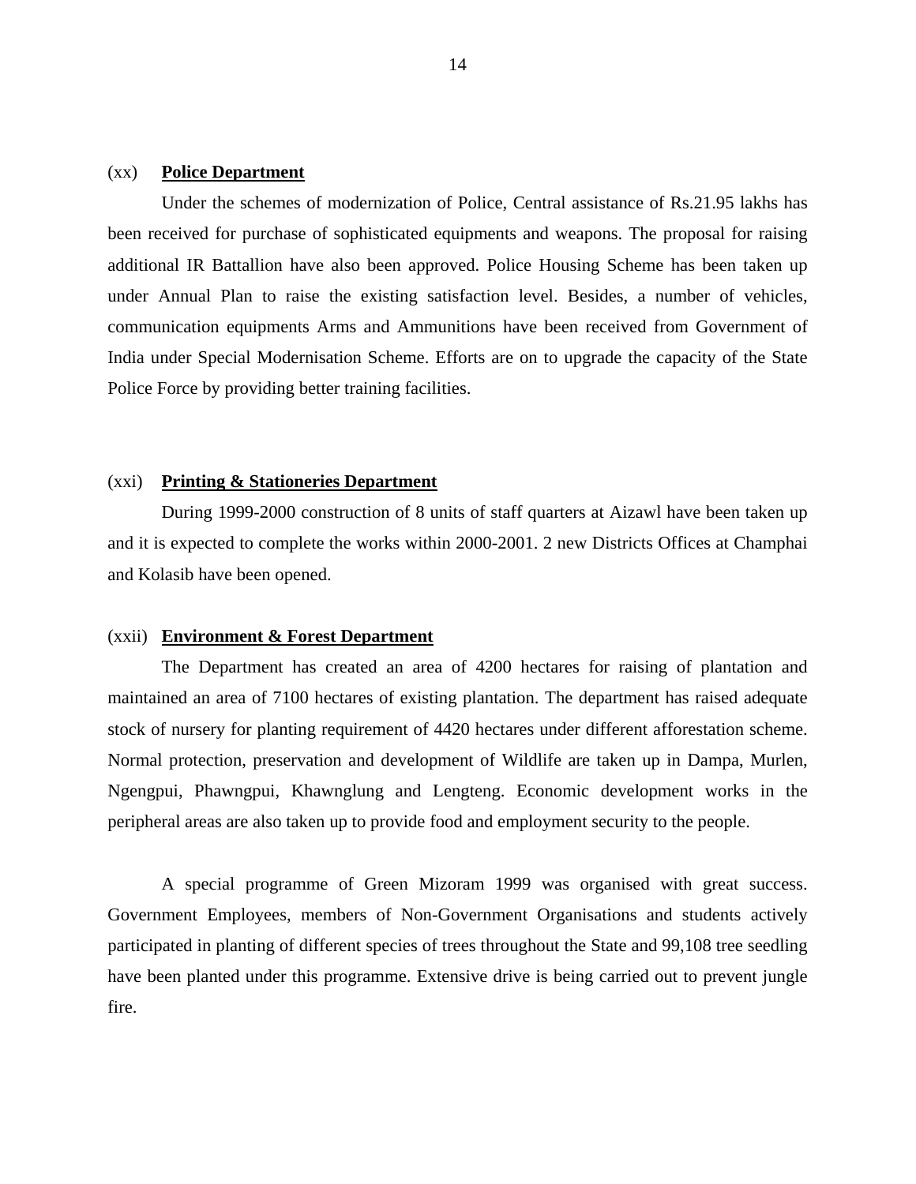### (xx) **Police Department**

Under the schemes of modernization of Police, Central assistance of Rs.21.95 lakhs has been received for purchase of sophisticated equipments and weapons. The proposal for raising additional IR Battallion have also been approved. Police Housing Scheme has been taken up under Annual Plan to raise the existing satisfaction level. Besides, a number of vehicles, communication equipments Arms and Ammunitions have been received from Government of India under Special Modernisation Scheme. Efforts are on to upgrade the capacity of the State Police Force by providing better training facilities.

### (xxi) **Printing & Stationeries Department**

During 1999-2000 construction of 8 units of staff quarters at Aizawl have been taken up and it is expected to complete the works within 2000-2001. 2 new Districts Offices at Champhai and Kolasib have been opened.

### (xxii) **Environment & Forest Department**

The Department has created an area of 4200 hectares for raising of plantation and maintained an area of 7100 hectares of existing plantation. The department has raised adequate stock of nursery for planting requirement of 4420 hectares under different afforestation scheme. Normal protection, preservation and development of Wildlife are taken up in Dampa, Murlen, Ngengpui, Phawngpui, Khawnglung and Lengteng. Economic development works in the peripheral areas are also taken up to provide food and employment security to the people.

A special programme of Green Mizoram 1999 was organised with great success. Government Employees, members of Non-Government Organisations and students actively participated in planting of different species of trees throughout the State and 99,108 tree seedling have been planted under this programme. Extensive drive is being carried out to prevent jungle fire.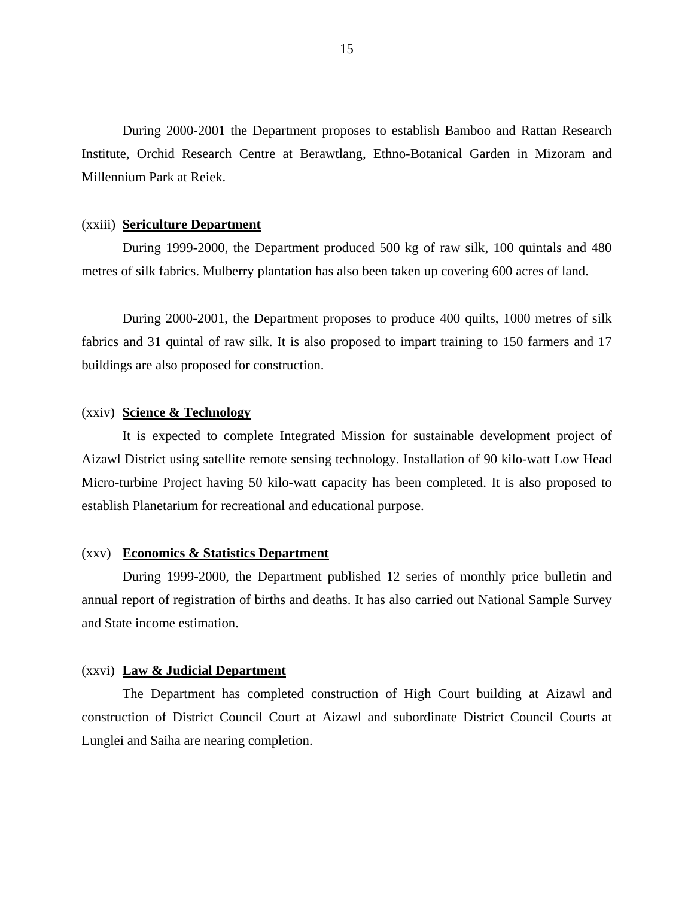During 2000-2001 the Department proposes to establish Bamboo and Rattan Research Institute, Orchid Research Centre at Berawtlang, Ethno-Botanical Garden in Mizoram and Millennium Park at Reiek.

(xxiii) **Sericulture Department**

During 1999-2000, the Department produced 500 kg of raw silk, 100 quintals and 480 metres of silk fabrics. Mulberry plantation has also been taken up covering 600 acres of land.

During 2000-2001, the Department proposes to produce 400 quilts, 1000 metres of silk fabrics and 31 quintal of raw silk. It is also proposed to impart training to 150 farmers and 17 buildings are also proposed for construction.

(xxiv) **Science & Technology**

It is expected to complete Integrated Mission for sustainable development project of Aizawl District using satellite remote sensing technology. Installation of 90 kilo-watt Low Head Micro-turbine Project having 50 kilo-watt capacity has been completed. It is also proposed to establish Planetarium for recreational and educational purpose.

(xxv) **Economics & Statistics Department**

During 1999-2000, the Department published 12 series of monthly price bulletin and annual report of registration of births and deaths. It has also carried out National Sample Survey and State income estimation.

(xxvi) **Law & Judicial Department**

The Department has completed construction of High Court building at Aizawl and construction of District Council Court at Aizawl and subordinate District Council Courts at Lunglei and Saiha are nearing completion.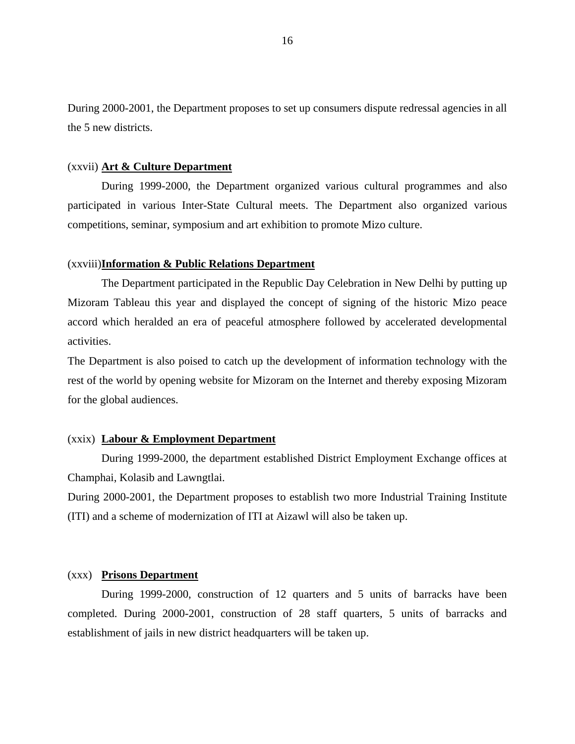During 2000-2001, the Department proposes to set up consumers dispute redressal agencies in all the 5 new districts.

(xxvii) **Art & Culture Department**

During 1999-2000, the Department organized various cultural programmes and also participated in various Inter-State Cultural meets. The Department also organized various competitions, seminar, symposium and art exhibition to promote Mizo culture.

(xxviii) **Information & Public Relations Department**

The Department participated in the Republic Day Celebration in New Delhi by putting up Mizoram Tableau this year and displayed the concept of signing of the historic Mizo peace accord which heralded an era of peaceful atmosphere followed by accelerated developmental activities.

The Department is also poised to catch up the development of information technology with the rest of the world by opening website for Mizoram on the Internet and thereby exposing Mizoram for the global audiences.

(xxix) **Labour & Employment Department**

During 1999-2000, the department established District Employment Exchange offices at Champhai, Kolasib and Lawngtlai.

During 2000-2001, the Department proposes to establish two more Industrial Training Institute (ITI) and a scheme of modernization of ITI at Aizawl will also be taken up.

(xxx) **Prisons Department**

During 1999-2000, construction of 12 quarters and 5 units of barracks have been completed. During 2000-2001, construction of 28 staff quarters, 5 units of barracks and establishment of jails in new district headquarters will be taken up.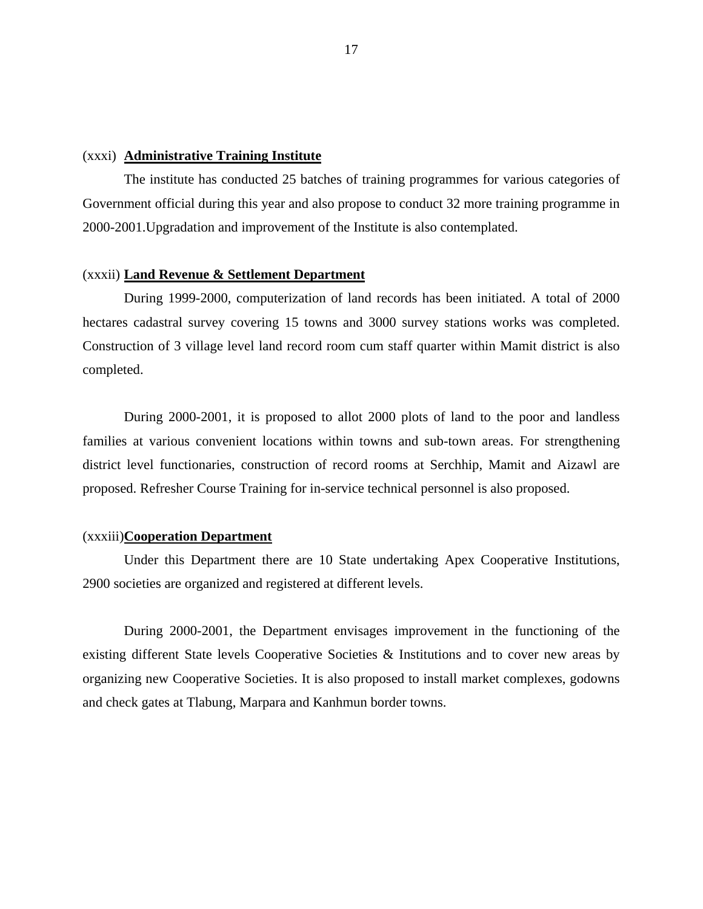(xxxi) **<u>Administrative Training Institute</u>**

The institute has conducted 25 batches of training programmes for various categories of Government official during this year and also propose to conduct 32 more training programme in 2000-2001.Upgradation and improvement of the Institute is also contemplated.

(xxxii) **<u>Land Revenue & Settlement Department</u>**

During 1999-2000, computerization of land records has been initiated. A total of 2000 hectares cadastral survey covering 15 towns and 3000 survey stations works was completed. Construction of 3 village level land record room cum staff quarter within Mamit district is also completed.

During 2000-2001, it is proposed to allot 2000 plots of land to the poor and landless families at various convenient locations within towns and sub-town areas. For strengthening district level functionaries, construction of record rooms at Serchhip, Mamit and Aizawl are proposed. Refresher Course Training for in-service technical personnel is also proposed.

(xxxiii)**<u>Cooperation Department</u>**

Under this Department there are 10 State undertaking Apex Cooperative Institutions, 2900 societies are organized and registered at different levels.

During 2000-2001, the Department envisages improvement in the functioning of the existing different State levels Cooperative Societies & Institutions and to cover new areas by organizing new Cooperative Societies. It is also proposed to install market complexes, godowns and check gates at Tlabung, Marpara and Kanhmun border towns.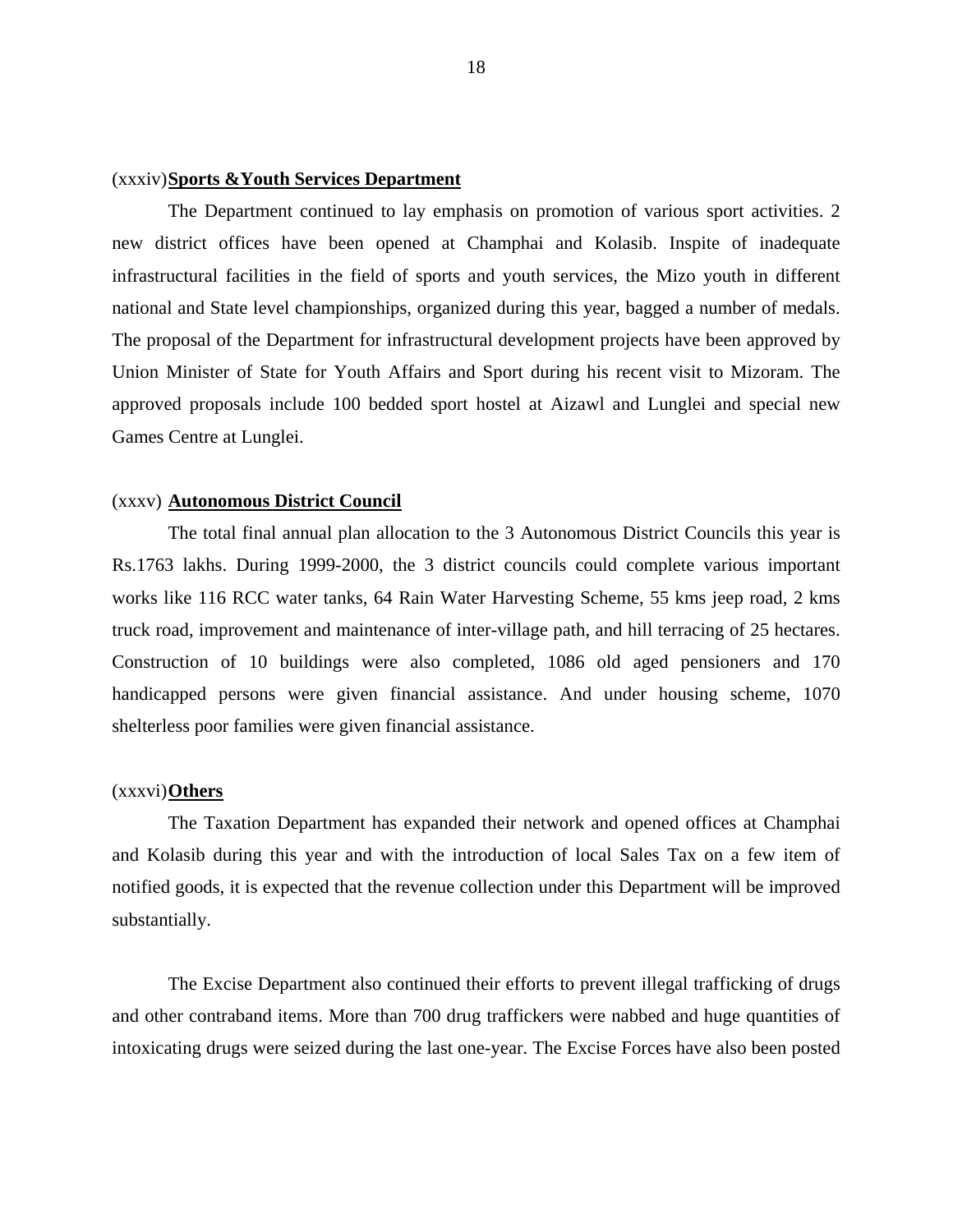(xxxiv) **Sports & Youth Services Department**

The Department continued to lay emphasis on promotion of various sport activities. 2 new district offices have been opened at Champhai and Kolasib. Inspite of inadequate infrastructural facilities in the field of sports and youth services, the Mizo youth in different national and State level championships, organized during this year, bagged a number of medals. The proposal of the Department for infrastructural development projects have been approved by Union Minister of State for Youth Affairs and Sport during his recent visit to Mizoram. The approved proposals include 100 bedded sport hostel at Aizawl and Lunglei and special new Games Centre at Lunglei.

(xxxv) **Autonomous District Council**

The total final annual plan allocation to the 3 Autonomous District Councils this year is Rs.1763 lakhs. During 1999-2000, the 3 district councils could complete various important works like 116 RCC water tanks, 64 Rain Water Harvesting Scheme, 55 kms jeep road, 2 kms truck road, improvement and maintenance of inter-village path, and hill terracing of 25 hectares. Construction of 10 buildings were also completed, 1086 old aged pensioners and 170 handicapped persons were given financial assistance. And under housing scheme, 1070 shelterless poor families were given financial assistance.

(xxxvi) **Others**

The Taxation Department has expanded their network and opened offices at Champhai and Kolasib during this year and with the introduction of local Sales Tax on a few item of notified goods, it is expected that the revenue collection under this Department will be improved substantially.

The Excise Department also continued their efforts to prevent illegal trafficking of drugs and other contraband items. More than 700 drug traffickers were nabbed and huge quantities of intoxicating drugs were seized during the last one-year. The Excise Forces have also been posted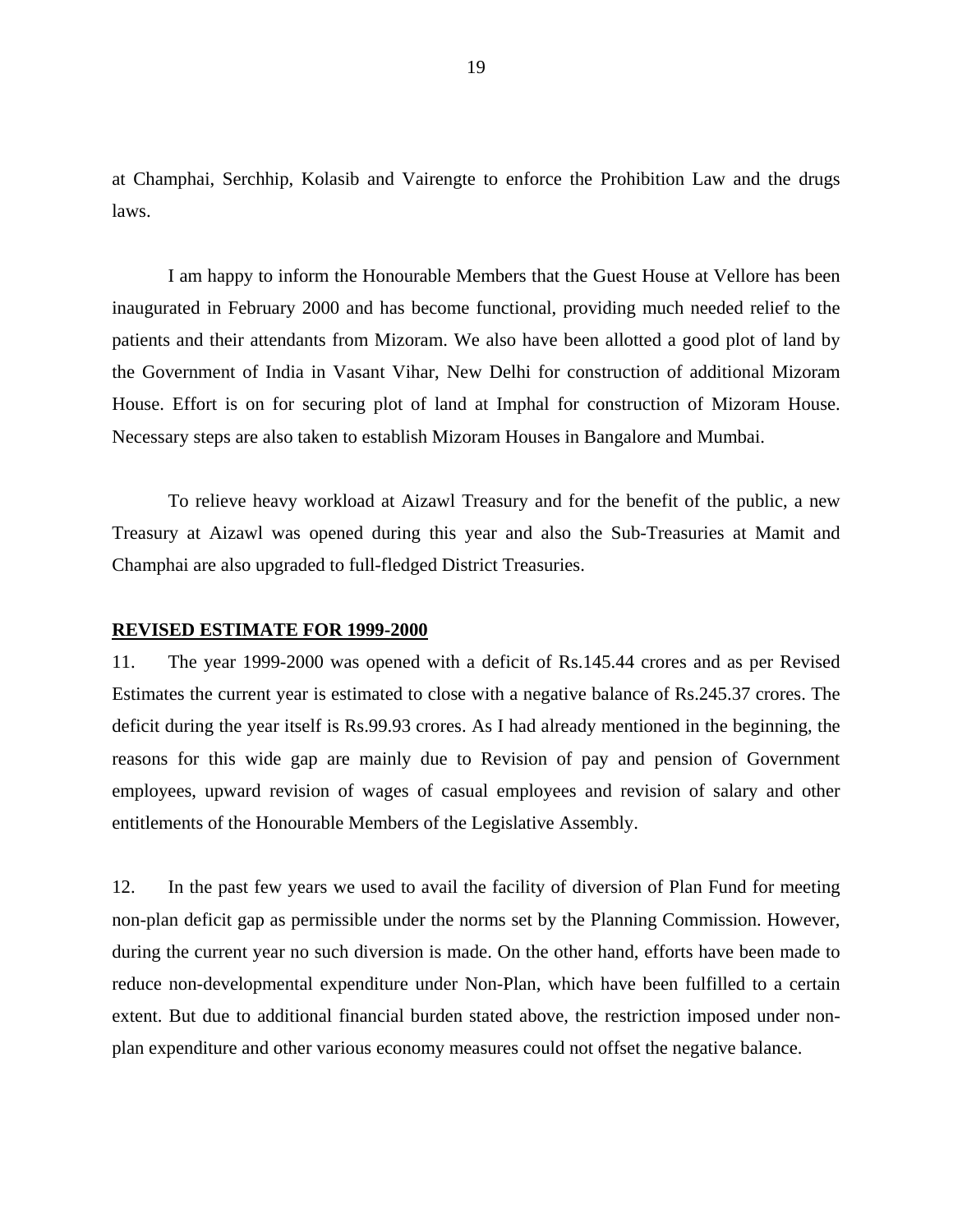at Champhai, Serchhip, Kolasib and Vairengte to enforce the Prohibition Law and the drugs laws.

I am happy to inform the Honourable Members that the Guest House at Vellore has been inaugurated in February 2000 and has become functional, providing much needed relief to the patients and their attendants from Mizoram. We also have been allotted a good plot of land by the Government of India in Vasant Vihar, New Delhi for construction of additional Mizoram House. Effort is on for securing plot of land at Imphal for construction of Mizoram House. Necessary steps are also taken to establish Mizoram Houses in Bangalore and Mumbai.

To relieve heavy workload at Aizawl Treasury and for the benefit of the public, a new Treasury at Aizawl was opened during this year and also the Sub-Treasuries at Mamit and Champhai are also upgraded to full-fledged District Treasuries.

**REVISED ESTIMATE FOR 1999-2000**

11. The year 1999-2000 was opened with a deficit of Rs.145.44 crores and as per Revised Estimates the current year is estimated to close with a negative balance of Rs.245.37 crores. The deficit during the year itself is Rs.99.93 crores. As I had already mentioned in the beginning, the reasons for this wide gap are mainly due to Revision of pay and pension of Government employees, upward revision of wages of casual employees and revision of salary and other entitlements of the Honourable Members of the Legislative Assembly.

12. In the past few years we used to avail the facility of diversion of Plan Fund for meeting non-plan deficit gap as permissible under the norms set by the Planning Commission. However, during the current year no such diversion is made. On the other hand, efforts have been made to reduce non-developmental expenditure under Non-Plan, which have been fulfilled to a certain extent. But due to additional financial burden stated above, the restriction imposed under non-plan expenditure and other various economy measures could not offset the negative balance.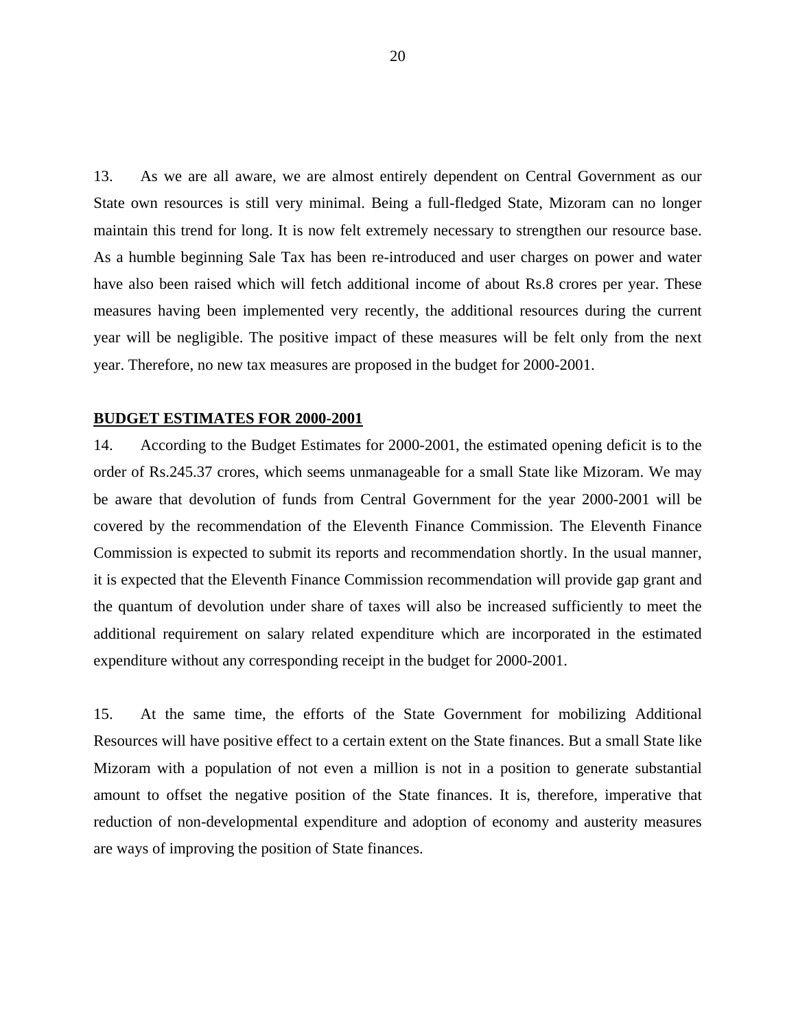13. As we are all aware, we are almost entirely dependent on Central Government as our State own resources is still very minimal. Being a full-fledged State, Mizoram can no longer maintain this trend for long. It is now felt extremely necessary to strengthen our resource base. As a humble beginning Sale Tax has been re-introduced and user charges on power and water have also been raised which will fetch additional income of about Rs.8 crores per year. These measures having been implemented very recently, the additional resources during the current year will be negligible. The positive impact of these measures will be felt only from the next year. Therefore, no new tax measures are proposed in the budget for 2000-2001.

## BUDGET ESTIMATES FOR 2000-2001

14. According to the Budget Estimates for 2000-2001, the estimated opening deficit is to the order of Rs.245.37 crores, which seems unmanageable for a small State like Mizoram. We may be aware that devolution of funds from Central Government for the year 2000-2001 will be covered by the recommendation of the Eleventh Finance Commission. The Eleventh Finance Commission is expected to submit its reports and recommendation shortly. In the usual manner, it is expected that the Eleventh Finance Commission recommendation will provide gap grant and the quantum of devolution under share of taxes will also be increased sufficiently to meet the additional requirement on salary related expenditure which are incorporated in the estimated expenditure without any corresponding receipt in the budget for 2000-2001.

15. At the same time, the efforts of the State Government for mobilizing Additional Resources will have positive effect to a certain extent on the State finances. But a small State like Mizoram with a population of not even a million is not in a position to generate substantial amount to offset the negative position of the State finances. It is, therefore, imperative that reduction of non-developmental expenditure and adoption of economy and austerity measures are ways of improving the position of State finances.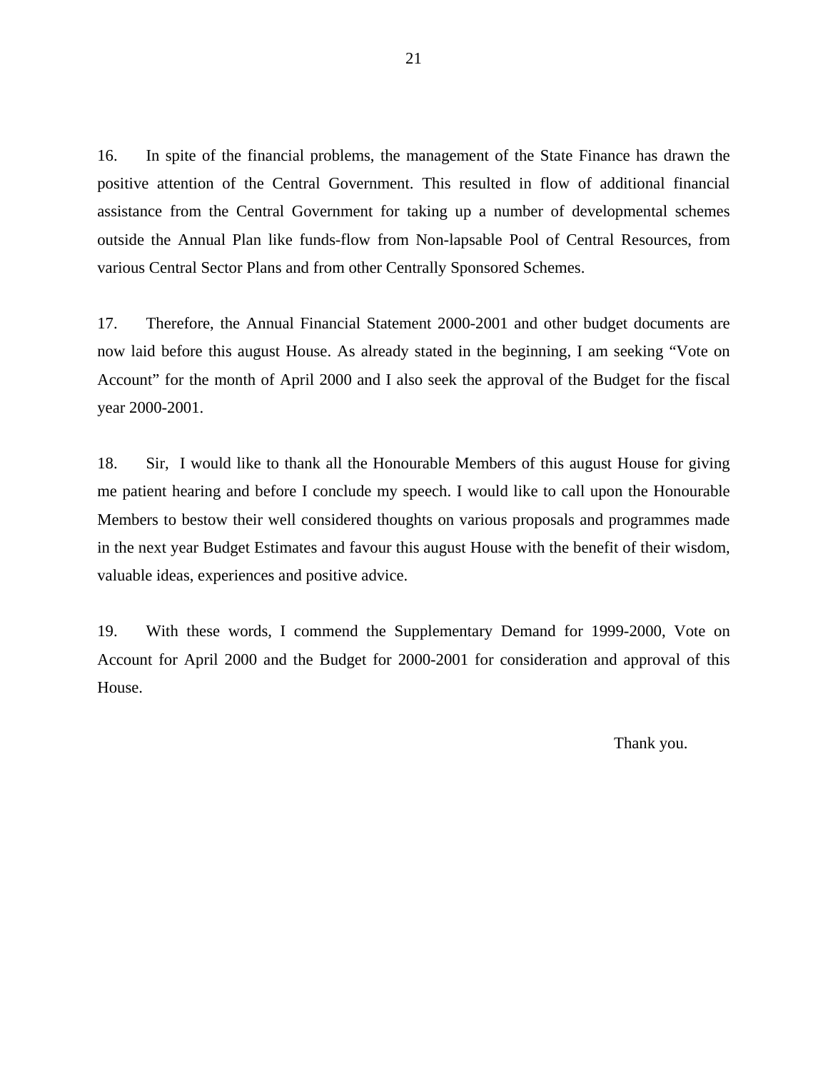16. In spite of the financial problems, the management of the State Finance has drawn the positive attention of the Central Government. This resulted in flow of additional financial assistance from the Central Government for taking up a number of developmental schemes outside the Annual Plan like funds-flow from Non-lapsable Pool of Central Resources, from various Central Sector Plans and from other Centrally Sponsored Schemes.

17. Therefore, the Annual Financial Statement 2000-2001 and other budget documents are now laid before this august House. As already stated in the beginning, I am seeking "Vote on Account" for the month of April 2000 and I also seek the approval of the Budget for the fiscal year 2000-2001.

18. Sir, I would like to thank all the Honourable Members of this august House for giving me patient hearing and before I conclude my speech. I would like to call upon the Honourable Members to bestow their well considered thoughts on various proposals and programmes made in the next year Budget Estimates and favour this august House with the benefit of their wisdom, valuable ideas, experiences and positive advice.

19. With these words, I commend the Supplementary Demand for 1999-2000, Vote on Account for April 2000 and the Budget for 2000-2001 for consideration and approval of this House.

Thank you.